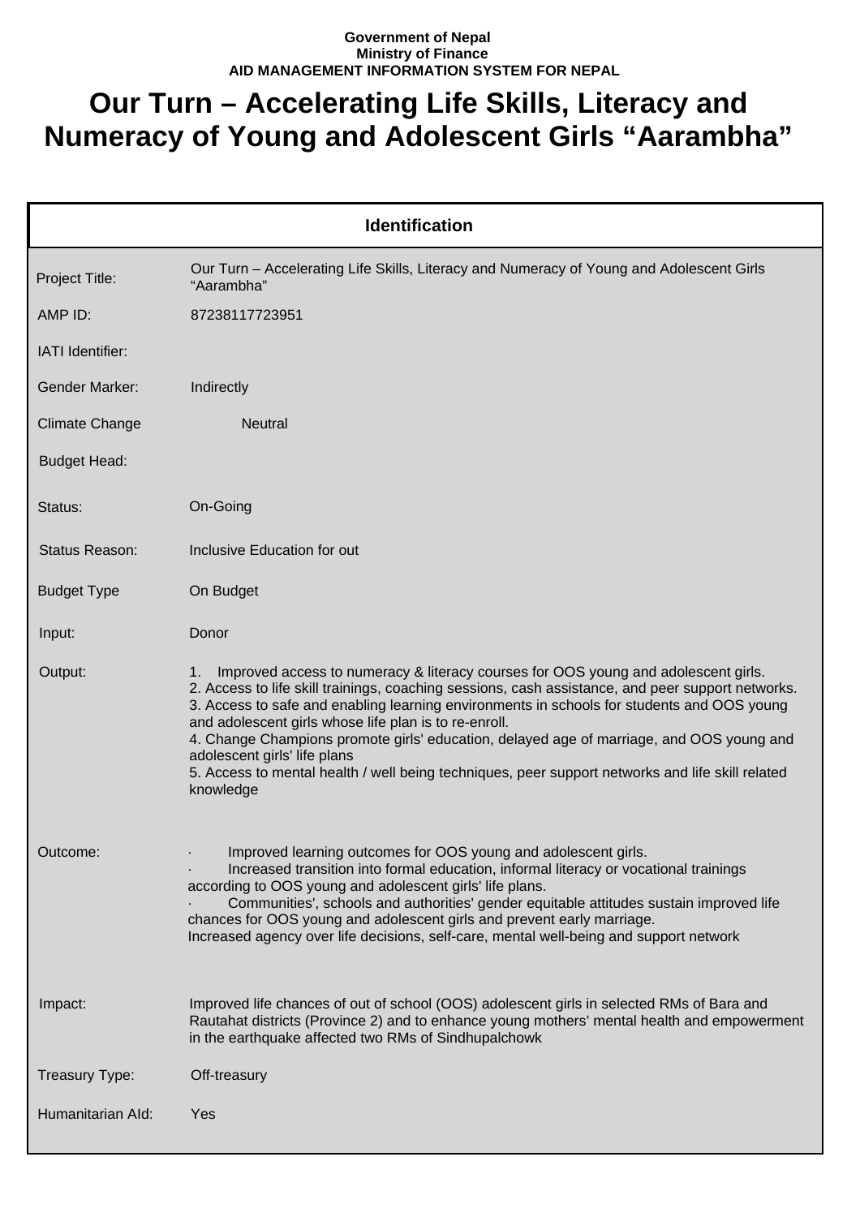**Government of Nepal**
**Ministry of Finance**
**AID MANAGEMENT INFORMATION SYSTEM FOR NEPAL**

# Our Turn – Accelerating Life Skills, Literacy and Numeracy of Young and Adolescent Girls "Aarambha"

## Identification

| | |
|---|---|
| Project Title: | Our Turn – Accelerating Life Skills, Literacy and Numeracy of Young and Adolescent Girls "Aarambha" |
| AMP ID: | 87238117723951 |
| IATI Identifier: | |
| Gender Marker: | Indirectly |
| Climate Change | Neutral |
| Budget Head: | |
| Status: | On-Going |
| Status Reason: | Inclusive Education for out |
| Budget Type | On Budget |
| Input: | Donor |
| Output: | 1. Improved access to numeracy & literacy courses for OOS young and adolescent girls.<br>2. Access to life skill trainings, coaching sessions, cash assistance, and peer support networks.<br>3. Access to safe and enabling learning environments in schools for students and OOS young and adolescent girls whose life plan is to re-enroll.<br>4. Change Champions promote girls' education, delayed age of marriage, and OOS young and adolescent girls' life plans<br>5. Access to mental health / well being techniques, peer support networks and life skill related knowledge |
| Outcome: | · Improved learning outcomes for OOS young and adolescent girls.<br>· Increased transition into formal education, informal literacy or vocational trainings according to OOS young and adolescent girls' life plans.<br>· Communities', schools and authorities' gender equitable attitudes sustain improved life chances for OOS young and adolescent girls and prevent early marriage.<br>Increased agency over life decisions, self-care, mental well-being and support network |
| Impact: | Improved life chances of out of school (OOS) adolescent girls in selected RMs of Bara and Rautahat districts (Province 2) and to enhance young mothers' mental health and empowerment in the earthquake affected two RMs of Sindhupalchowk |
| Treasury Type: | Off-treasury |
| Humanitarian AId: | Yes |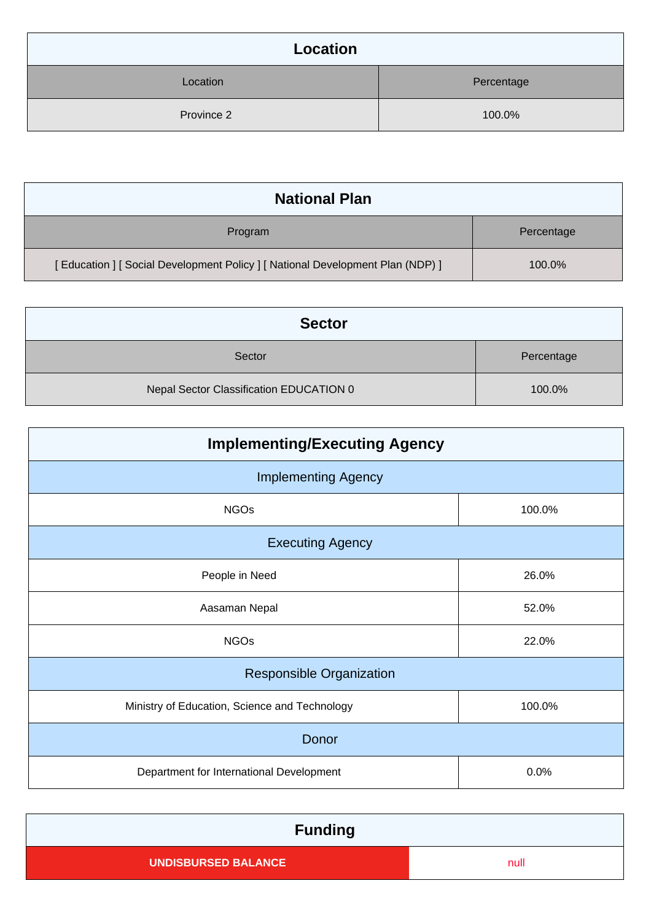## Location

| Location | Percentage |
|---|---|
| Province 2 | 100.0% |

## National Plan

| Program | Percentage |
|---|---|
| [ Education ] [ Social Development Policy ] [ National Development Plan (NDP) ] | 100.0% |

## Sector

| Sector | Percentage |
|---|---|
| Nepal Sector Classification EDUCATION 0 | 100.0% |

## Implementing/Executing Agency

| Implementing Agency | |
|---|---|
| NGOs | 100.0% |
| **Executing Agency** | |
| People in Need | 26.0% |
| Aasaman Nepal | 52.0% |
| NGOs | 22.0% |
| **Responsible Organization** | |
| Ministry of Education, Science and Technology | 100.0% |
| **Donor** | |
| Department for International Development | 0.0% |

## Funding

| UNDISBURSED BALANCE | null |
|---|---|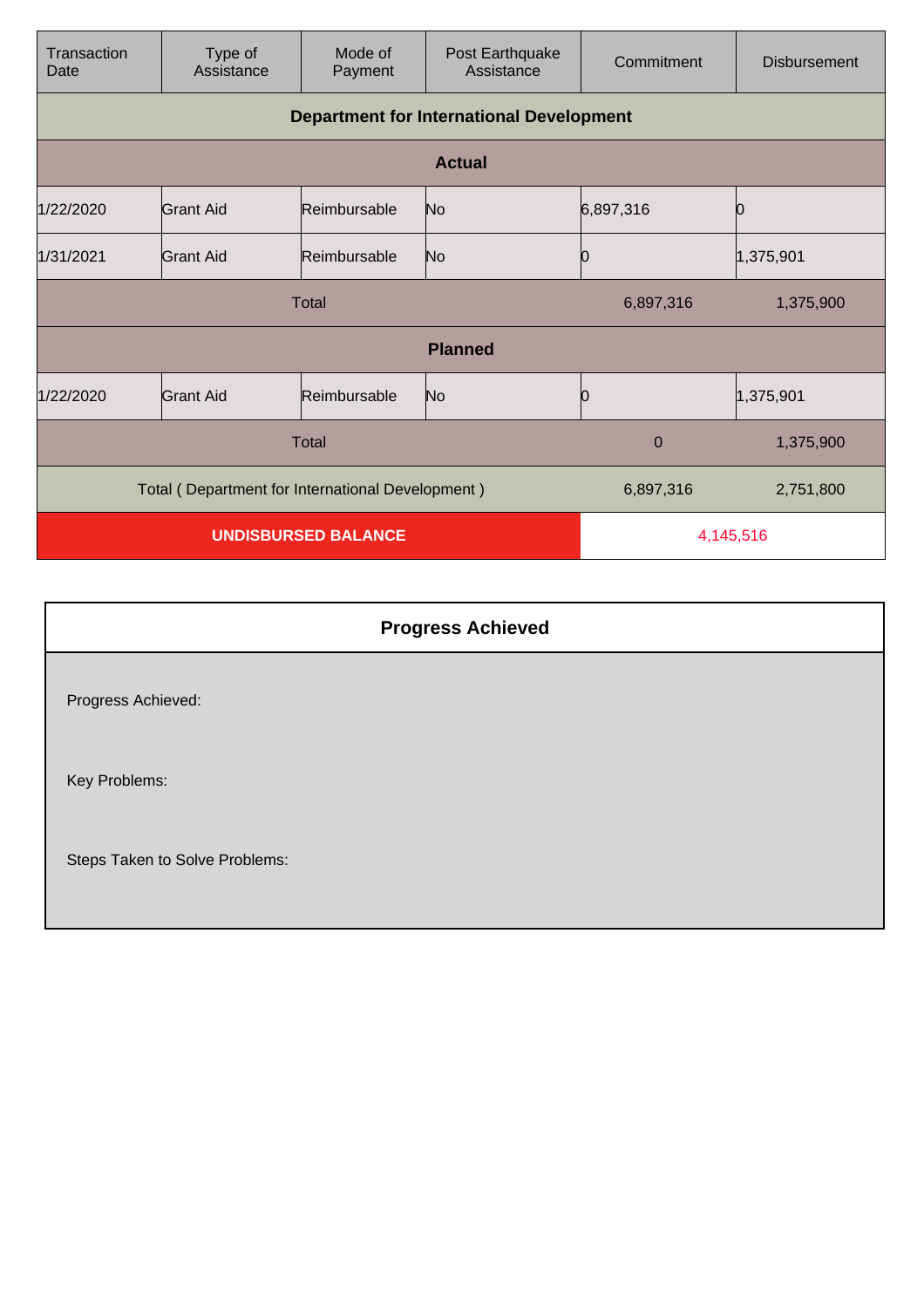| Transaction Date | Type of Assistance | Mode of Payment | Post Earthquake Assistance | Commitment | Disbursement |
|---|---|---|---|---|---|
| **Department for International Development** | | | | | |
| **Actual** | | | | | |
| 1/22/2020 | Grant Aid | Reimbursable | No | 6,897,316 | 0 |
| 1/31/2021 | Grant Aid | Reimbursable | No | 0 | 1,375,901 |
| Total | | | | 6,897,316 | 1,375,900 |
| **Planned** | | | | | |
| 1/22/2020 | Grant Aid | Reimbursable | No | 0 | 1,375,901 |
| Total | | | | 0 | 1,375,900 |
| Total ( Department for International Development ) | | | | 6,897,316 | 2,751,800 |
| **UNDISBURSED BALANCE** | | | | 4,145,516 | |

| **Progress Achieved** |
|---|
| Progress Achieved: |
| Key Problems: |
| Steps Taken to Solve Problems: |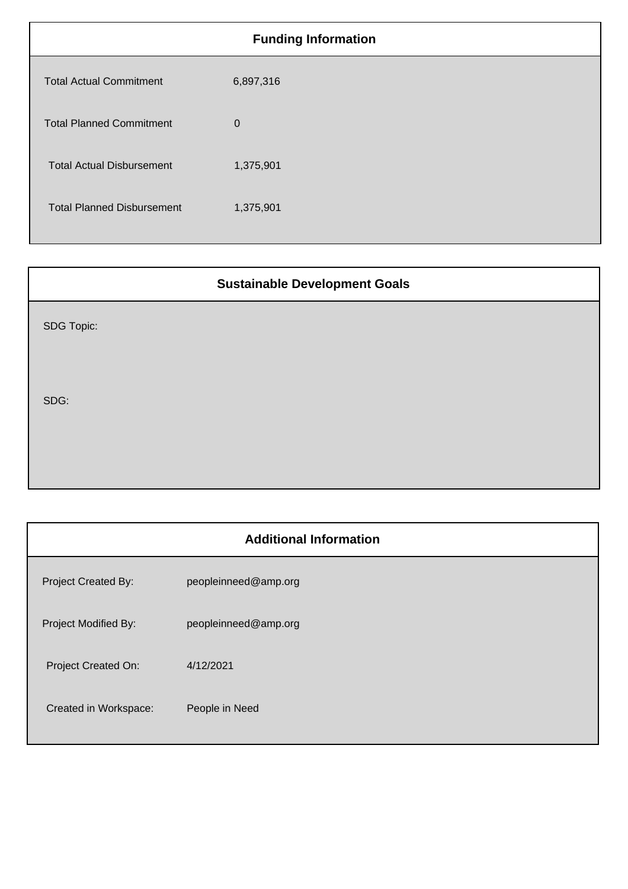## Funding Information

| | |
|---|---|
| Total Actual Commitment | 6,897,316 |
| Total Planned Commitment | 0 |
| Total Actual Disbursement | 1,375,901 |
| Total Planned Disbursement | 1,375,901 |

## Sustainable Development Goals

SDG Topic:

SDG:

## Additional Information

| | |
|---|---|
| Project Created By: | peopleinneed@amp.org |
| Project Modified By: | peopleinneed@amp.org |
| Project Created On: | 4/12/2021 |
| Created in Workspace: | People in Need |